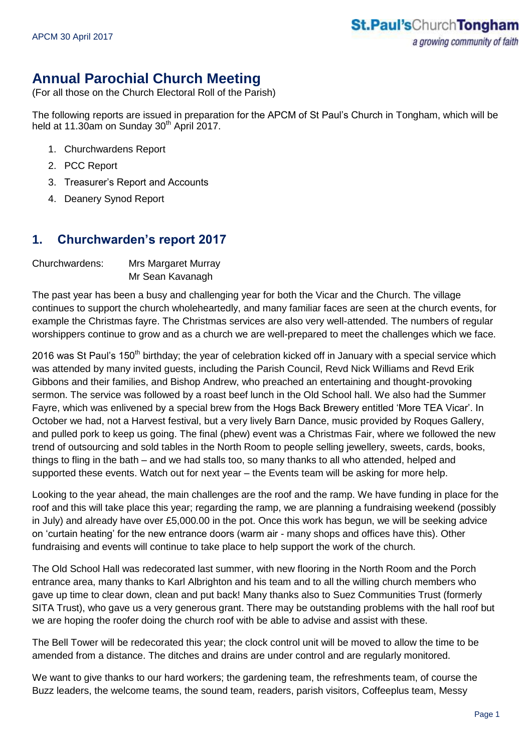# Annual Parochial Church Meeting

(For all those on the Church Electoral Roll of the Parish)

The following reports are issued in preparation for the APCM of St Paul's Church in Tongham, which will be held at 11.30am on Sunday 30th April 2017.

1. Churchwardens Report
2. PCC Report
3. Treasurer's Report and Accounts
4. Deanery Synod Report

## 1. Churchwarden's report 2017

Churchwardens: Mrs Margaret Murray
Mr Sean Kavanagh

The past year has been a busy and challenging year for both the Vicar and the Church. The village continues to support the church wholeheartedly, and many familiar faces are seen at the church events, for example the Christmas fayre. The Christmas services are also very well-attended. The numbers of regular worshippers continue to grow and as a church we are well-prepared to meet the challenges which we face.

2016 was St Paul's 150th birthday; the year of celebration kicked off in January with a special service which was attended by many invited guests, including the Parish Council, Revd Nick Williams and Revd Erik Gibbons and their families, and Bishop Andrew, who preached an entertaining and thought-provoking sermon. The service was followed by a roast beef lunch in the Old School hall. We also had the Summer Fayre, which was enlivened by a special brew from the Hogs Back Brewery entitled 'More TEA Vicar'. In October we had, not a Harvest festival, but a very lively Barn Dance, music provided by Roques Gallery, and pulled pork to keep us going. The final (phew) event was a Christmas Fair, where we followed the new trend of outsourcing and sold tables in the North Room to people selling jewellery, sweets, cards, books, things to fling in the bath – and we had stalls too, so many thanks to all who attended, helped and supported these events. Watch out for next year – the Events team will be asking for more help.

Looking to the year ahead, the main challenges are the roof and the ramp. We have funding in place for the roof and this will take place this year; regarding the ramp, we are planning a fundraising weekend (possibly in July) and already have over £5,000.00 in the pot. Once this work has begun, we will be seeking advice on 'curtain heating' for the new entrance doors (warm air - many shops and offices have this). Other fundraising and events will continue to take place to help support the work of the church.

The Old School Hall was redecorated last summer, with new flooring in the North Room and the Porch entrance area, many thanks to Karl Albrighton and his team and to all the willing church members who gave up time to clear down, clean and put back! Many thanks also to Suez Communities Trust (formerly SITA Trust), who gave us a very generous grant. There may be outstanding problems with the hall roof but we are hoping the roofer doing the church roof with be able to advise and assist with these.

The Bell Tower will be redecorated this year; the clock control unit will be moved to allow the time to be amended from a distance. The ditches and drains are under control and are regularly monitored.

We want to give thanks to our hard workers; the gardening team, the refreshments team, of course the Buzz leaders, the welcome teams, the sound team, readers, parish visitors, Coffeeplus team, Messy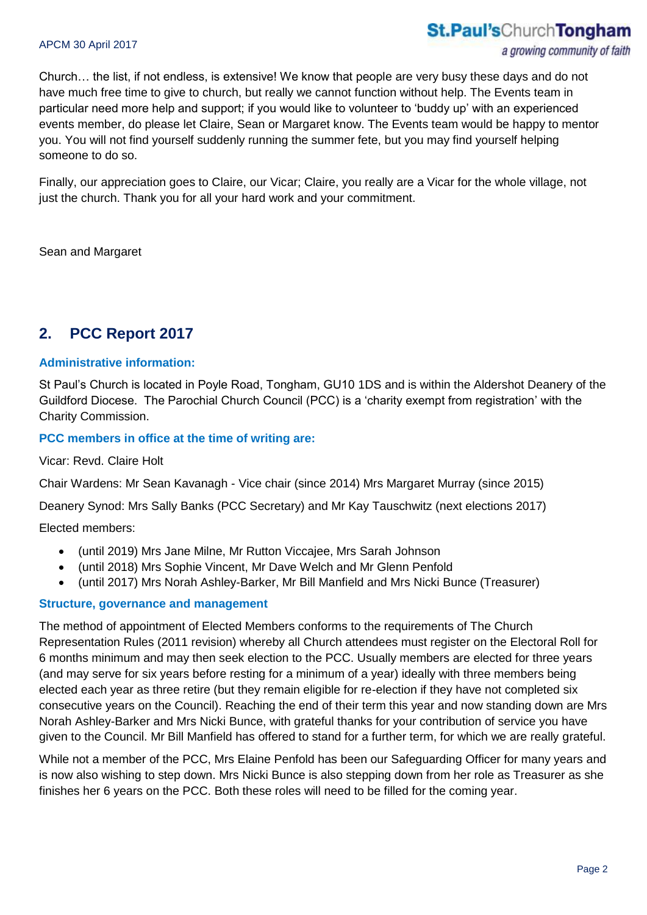Church… the list, if not endless, is extensive! We know that people are very busy these days and do not have much free time to give to church, but really we cannot function without help. The Events team in particular need more help and support; if you would like to volunteer to 'buddy up' with an experienced events member, do please let Claire, Sean or Margaret know. The Events team would be happy to mentor you. You will not find yourself suddenly running the summer fete, but you may find yourself helping someone to do so.

Finally, our appreciation goes to Claire, our Vicar; Claire, you really are a Vicar for the whole village, not just the church. Thank you for all your hard work and your commitment.

Sean and Margaret

## 2. PCC Report 2017

### Administrative information:

St Paul's Church is located in Poyle Road, Tongham, GU10 1DS and is within the Aldershot Deanery of the Guildford Diocese. The Parochial Church Council (PCC) is a 'charity exempt from registration' with the Charity Commission.

### PCC members in office at the time of writing are:

Vicar: Revd. Claire Holt

Chair Wardens: Mr Sean Kavanagh - Vice chair (since 2014) Mrs Margaret Murray (since 2015)

Deanery Synod: Mrs Sally Banks (PCC Secretary) and Mr Kay Tauschwitz (next elections 2017)

Elected members:

- (until 2019) Mrs Jane Milne, Mr Rutton Viccajee, Mrs Sarah Johnson
- (until 2018) Mrs Sophie Vincent, Mr Dave Welch and Mr Glenn Penfold
- (until 2017) Mrs Norah Ashley-Barker, Mr Bill Manfield and Mrs Nicki Bunce (Treasurer)

### Structure, governance and management

The method of appointment of Elected Members conforms to the requirements of The Church Representation Rules (2011 revision) whereby all Church attendees must register on the Electoral Roll for 6 months minimum and may then seek election to the PCC. Usually members are elected for three years (and may serve for six years before resting for a minimum of a year) ideally with three members being elected each year as three retire (but they remain eligible for re-election if they have not completed six consecutive years on the Council). Reaching the end of their term this year and now standing down are Mrs Norah Ashley-Barker and Mrs Nicki Bunce, with grateful thanks for your contribution of service you have given to the Council. Mr Bill Manfield has offered to stand for a further term, for which we are really grateful.

While not a member of the PCC, Mrs Elaine Penfold has been our Safeguarding Officer for many years and is now also wishing to step down. Mrs Nicki Bunce is also stepping down from her role as Treasurer as she finishes her 6 years on the PCC. Both these roles will need to be filled for the coming year.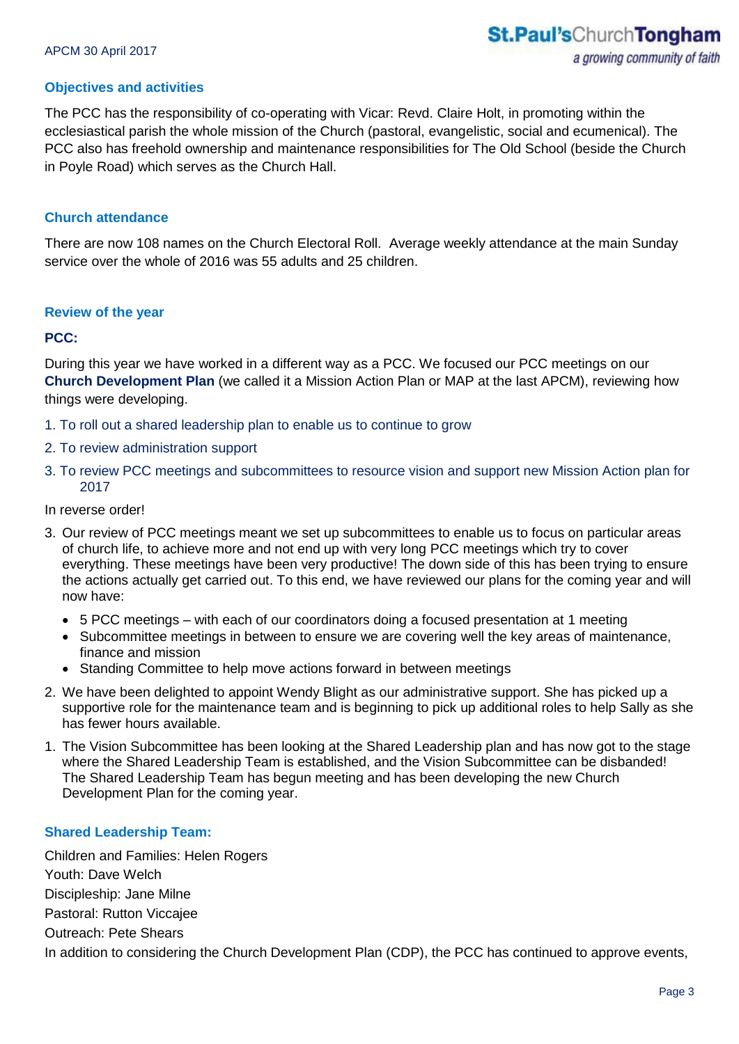## Objectives and activities

The PCC has the responsibility of co-operating with Vicar: Revd. Claire Holt, in promoting within the ecclesiastical parish the whole mission of the Church (pastoral, evangelistic, social and ecumenical). The PCC also has freehold ownership and maintenance responsibilities for The Old School (beside the Church in Poyle Road) which serves as the Church Hall.

## Church attendance

There are now 108 names on the Church Electoral Roll. Average weekly attendance at the main Sunday service over the whole of 2016 was 55 adults and 25 children.

## Review of the year

**PCC:**

During this year we have worked in a different way as a PCC. We focused our PCC meetings on our **Church Development Plan** (we called it a Mission Action Plan or MAP at the last APCM), reviewing how things were developing.

1. To roll out a shared leadership plan to enable us to continue to grow
2. To review administration support
3. To review PCC meetings and subcommittees to resource vision and support new Mission Action plan for 2017

In reverse order!

3. Our review of PCC meetings meant we set up subcommittees to enable us to focus on particular areas of church life, to achieve more and not end up with very long PCC meetings which try to cover everything. These meetings have been very productive! The down side of this has been trying to ensure the actions actually get carried out. To this end, we have reviewed our plans for the coming year and will now have:
   - 5 PCC meetings – with each of our coordinators doing a focused presentation at 1 meeting
   - Subcommittee meetings in between to ensure we are covering well the key areas of maintenance, finance and mission
   - Standing Committee to help move actions forward in between meetings
2. We have been delighted to appoint Wendy Blight as our administrative support. She has picked up a supportive role for the maintenance team and is beginning to pick up additional roles to help Sally as she has fewer hours available.
1. The Vision Subcommittee has been looking at the Shared Leadership plan and has now got to the stage where the Shared Leadership Team is established, and the Vision Subcommittee can be disbanded! The Shared Leadership Team has begun meeting and has been developing the new Church Development Plan for the coming year.

## Shared Leadership Team:

Children and Families: Helen Rogers
Youth: Dave Welch
Discipleship: Jane Milne
Pastoral: Rutton Viccajee
Outreach: Pete Shears
In addition to considering the Church Development Plan (CDP), the PCC has continued to approve events,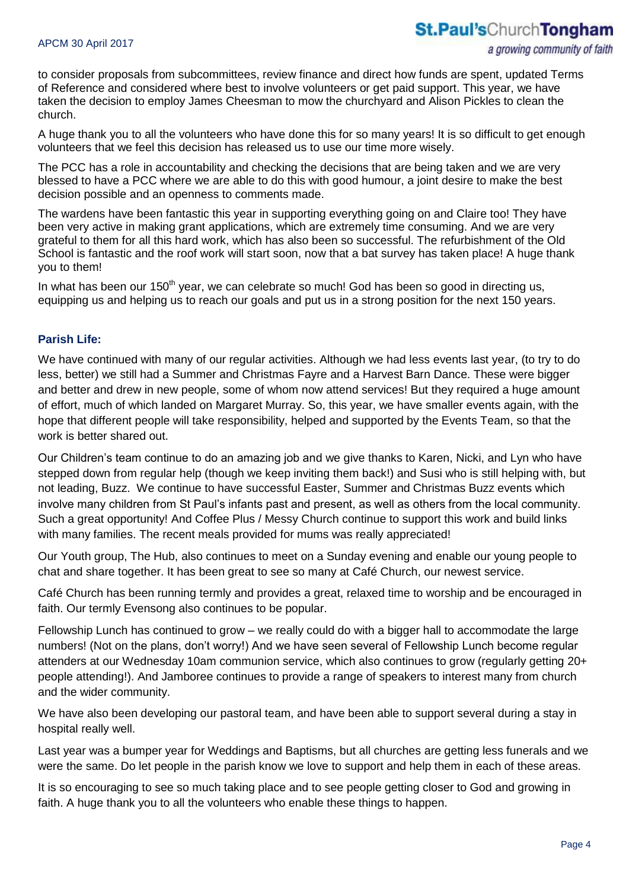to consider proposals from subcommittees, review finance and direct how funds are spent, updated Terms of Reference and considered where best to involve volunteers or get paid support. This year, we have taken the decision to employ James Cheesman to mow the churchyard and Alison Pickles to clean the church.

A huge thank you to all the volunteers who have done this for so many years! It is so difficult to get enough volunteers that we feel this decision has released us to use our time more wisely.

The PCC has a role in accountability and checking the decisions that are being taken and we are very blessed to have a PCC where we are able to do this with good humour, a joint desire to make the best decision possible and an openness to comments made.

The wardens have been fantastic this year in supporting everything going on and Claire too! They have been very active in making grant applications, which are extremely time consuming. And we are very grateful to them for all this hard work, which has also been so successful. The refurbishment of the Old School is fantastic and the roof work will start soon, now that a bat survey has taken place! A huge thank you to them!

In what has been our 150th year, we can celebrate so much! God has been so good in directing us, equipping us and helping us to reach our goals and put us in a strong position for the next 150 years.

### Parish Life:

We have continued with many of our regular activities. Although we had less events last year, (to try to do less, better) we still had a Summer and Christmas Fayre and a Harvest Barn Dance. These were bigger and better and drew in new people, some of whom now attend services! But they required a huge amount of effort, much of which landed on Margaret Murray. So, this year, we have smaller events again, with the hope that different people will take responsibility, helped and supported by the Events Team, so that the work is better shared out.

Our Children's team continue to do an amazing job and we give thanks to Karen, Nicki, and Lyn who have stepped down from regular help (though we keep inviting them back!) and Susi who is still helping with, but not leading, Buzz. We continue to have successful Easter, Summer and Christmas Buzz events which involve many children from St Paul's infants past and present, as well as others from the local community. Such a great opportunity! And Coffee Plus / Messy Church continue to support this work and build links with many families. The recent meals provided for mums was really appreciated!

Our Youth group, The Hub, also continues to meet on a Sunday evening and enable our young people to chat and share together. It has been great to see so many at Café Church, our newest service.

Café Church has been running termly and provides a great, relaxed time to worship and be encouraged in faith. Our termly Evensong also continues to be popular.

Fellowship Lunch has continued to grow – we really could do with a bigger hall to accommodate the large numbers! (Not on the plans, don't worry!) And we have seen several of Fellowship Lunch become regular attenders at our Wednesday 10am communion service, which also continues to grow (regularly getting 20+ people attending!). And Jamboree continues to provide a range of speakers to interest many from church and the wider community.

We have also been developing our pastoral team, and have been able to support several during a stay in hospital really well.

Last year was a bumper year for Weddings and Baptisms, but all churches are getting less funerals and we were the same. Do let people in the parish know we love to support and help them in each of these areas.

It is so encouraging to see so much taking place and to see people getting closer to God and growing in faith. A huge thank you to all the volunteers who enable these things to happen.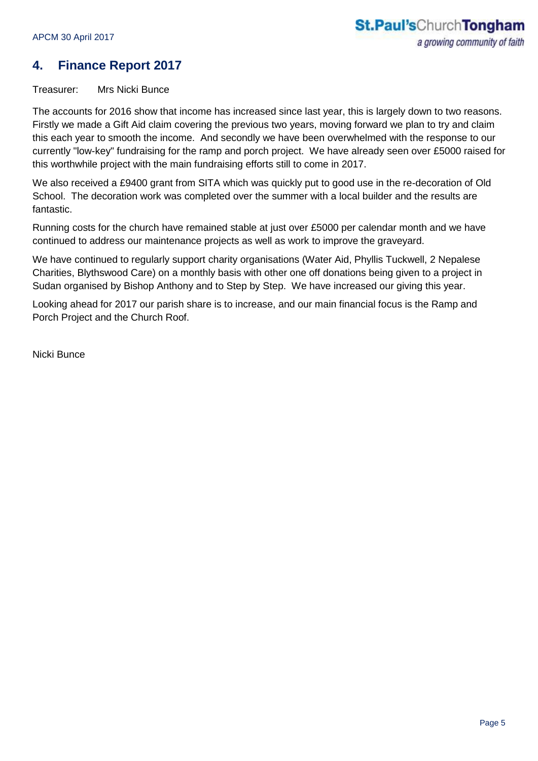## 4. Finance Report 2017

Treasurer: Mrs Nicki Bunce

The accounts for 2016 show that income has increased since last year, this is largely down to two reasons. Firstly we made a Gift Aid claim covering the previous two years, moving forward we plan to try and claim this each year to smooth the income. And secondly we have been overwhelmed with the response to our currently "low-key" fundraising for the ramp and porch project. We have already seen over £5000 raised for this worthwhile project with the main fundraising efforts still to come in 2017.

We also received a £9400 grant from SITA which was quickly put to good use in the re-decoration of Old School. The decoration work was completed over the summer with a local builder and the results are fantastic.

Running costs for the church have remained stable at just over £5000 per calendar month and we have continued to address our maintenance projects as well as work to improve the graveyard.

We have continued to regularly support charity organisations (Water Aid, Phyllis Tuckwell, 2 Nepalese Charities, Blythswood Care) on a monthly basis with other one off donations being given to a project in Sudan organised by Bishop Anthony and to Step by Step. We have increased our giving this year.

Looking ahead for 2017 our parish share is to increase, and our main financial focus is the Ramp and Porch Project and the Church Roof.

Nicki Bunce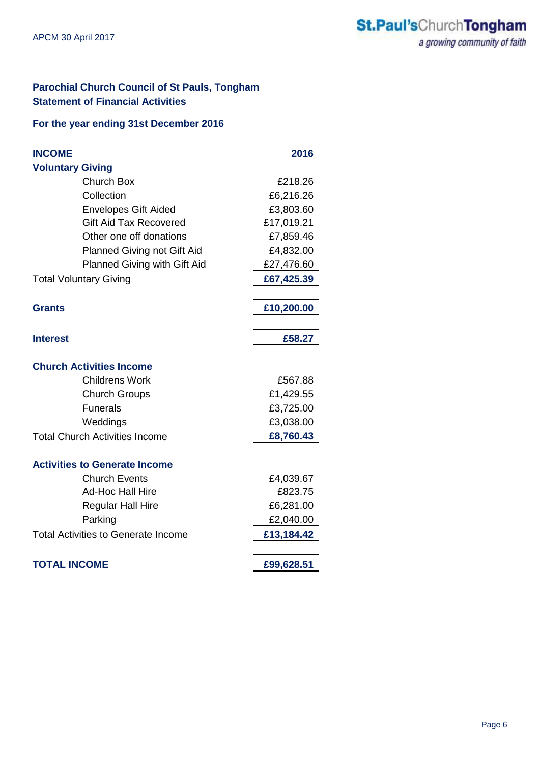## Parochial Church Council of St Pauls, Tongham
## Statement of Financial Activities

### For the year ending 31st December 2016

| INCOME | 2016 |
|---|---|
| **Voluntary Giving** | |
| Church Box | £218.26 |
| Collection | £6,216.26 |
| Envelopes Gift Aided | £3,803.60 |
| Gift Aid Tax Recovered | £17,019.21 |
| Other one off donations | £7,859.46 |
| Planned Giving not Gift Aid | £4,832.00 |
| Planned Giving with Gift Aid | £27,476.60 |
| Total Voluntary Giving | **£67,425.39** |
| | |
| **Grants** | **£10,200.00** |
| | |
| **Interest** | **£58.27** |
| | |
| **Church Activities Income** | |
| Childrens Work | £567.88 |
| Church Groups | £1,429.55 |
| Funerals | £3,725.00 |
| Weddings | £3,038.00 |
| Total Church Activities Income | **£8,760.43** |
| | |
| **Activities to Generate Income** | |
| Church Events | £4,039.67 |
| Ad-Hoc Hall Hire | £823.75 |
| Regular Hall Hire | £6,281.00 |
| Parking | £2,040.00 |
| Total Activities to Generate Income | **£13,184.42** |
| | |
| **TOTAL INCOME** | **£99,628.51** |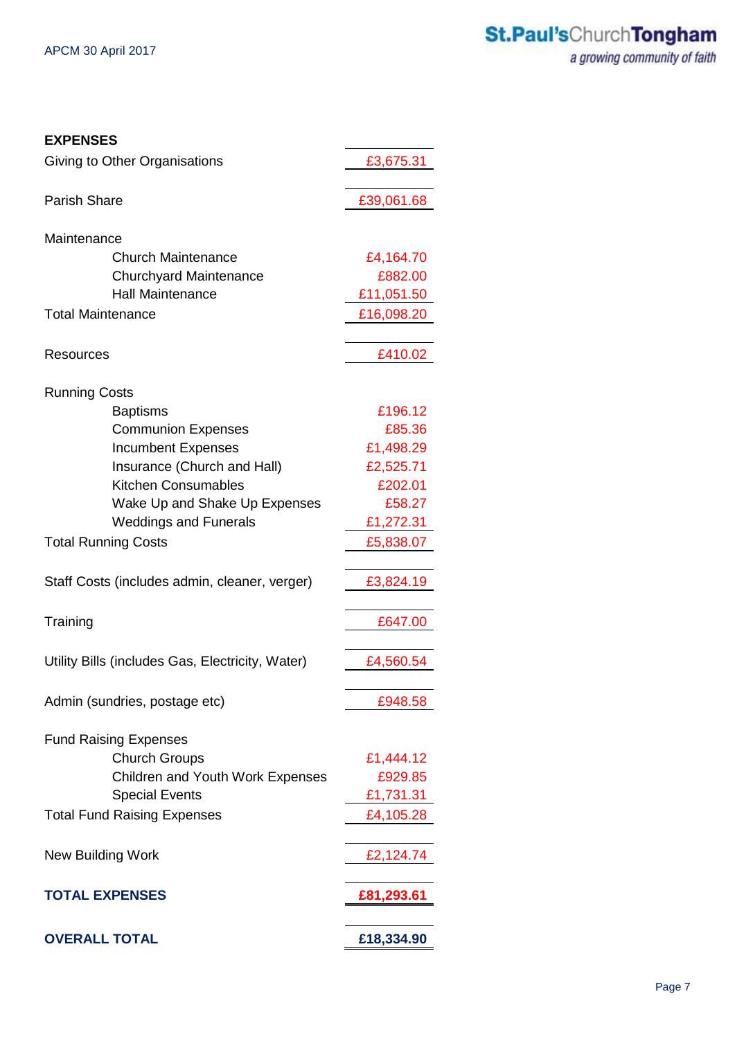| EXPENSES | |
|---|---|
| Giving to Other Organisations | £3,675.31 |
| | |
| Parish Share | £39,061.68 |
| | |
| Maintenance | |
| Church Maintenance | £4,164.70 |
| Churchyard Maintenance | £882.00 |
| Hall Maintenance | £11,051.50 |
| Total Maintenance | £16,098.20 |
| | |
| Resources | £410.02 |
| | |
| Running Costs | |
| Baptisms | £196.12 |
| Communion Expenses | £85.36 |
| Incumbent Expenses | £1,498.29 |
| Insurance (Church and Hall) | £2,525.71 |
| Kitchen Consumables | £202.01 |
| Wake Up and Shake Up Expenses | £58.27 |
| Weddings and Funerals | £1,272.31 |
| Total Running Costs | £5,838.07 |
| | |
| Staff Costs (includes admin, cleaner, verger) | £3,824.19 |
| | |
| Training | £647.00 |
| | |
| Utility Bills (includes Gas, Electricity, Water) | £4,560.54 |
| | |
| Admin (sundries, postage etc) | £948.58 |
| | |
| Fund Raising Expenses | |
| Church Groups | £1,444.12 |
| Children and Youth Work Expenses | £929.85 |
| Special Events | £1,731.31 |
| Total Fund Raising Expenses | £4,105.28 |
| | |
| New Building Work | £2,124.74 |
| | |
| **TOTAL EXPENSES** | **£81,293.61** |
| | |
| **OVERALL TOTAL** | **£18,334.90** |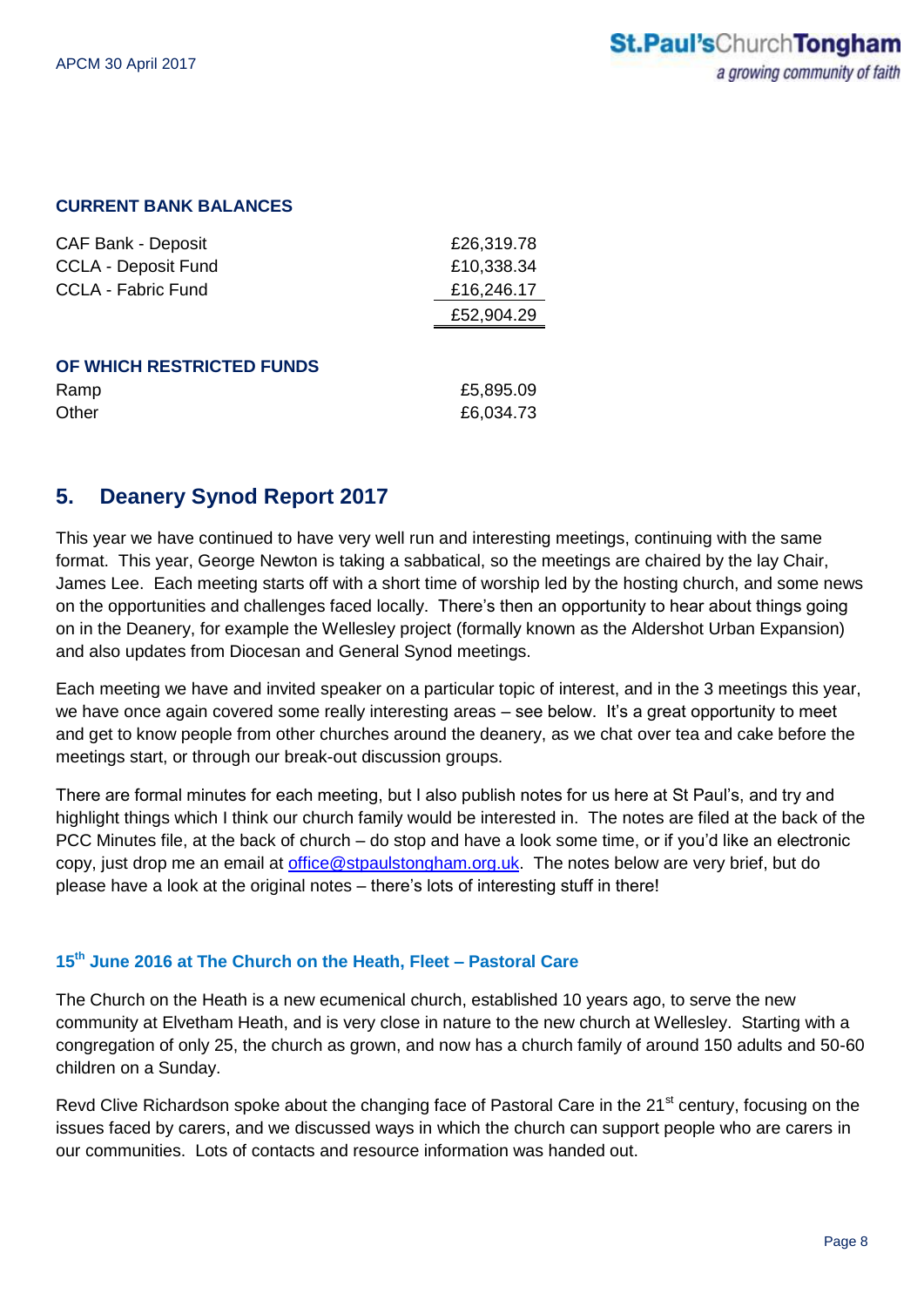### CURRENT BANK BALANCES

| | |
|---|---|
| CAF Bank - Deposit | £26,319.78 |
| CCLA - Deposit Fund | £10,338.34 |
| CCLA - Fabric Fund | £16,246.17 |
| | £52,904.29 |

### OF WHICH RESTRICTED FUNDS

| | |
|---|---|
| Ramp | £5,895.09 |
| Other | £6,034.73 |

## 5. Deanery Synod Report 2017

This year we have continued to have very well run and interesting meetings, continuing with the same format. This year, George Newton is taking a sabbatical, so the meetings are chaired by the lay Chair, James Lee. Each meeting starts off with a short time of worship led by the hosting church, and some news on the opportunities and challenges faced locally. There's then an opportunity to hear about things going on in the Deanery, for example the Wellesley project (formally known as the Aldershot Urban Expansion) and also updates from Diocesan and General Synod meetings.

Each meeting we have and invited speaker on a particular topic of interest, and in the 3 meetings this year, we have once again covered some really interesting areas – see below. It's a great opportunity to meet and get to know people from other churches around the deanery, as we chat over tea and cake before the meetings start, or through our break-out discussion groups.

There are formal minutes for each meeting, but I also publish notes for us here at St Paul's, and try and highlight things which I think our church family would be interested in. The notes are filed at the back of the PCC Minutes file, at the back of church – do stop and have a look some time, or if you'd like an electronic copy, just drop me an email at office@stpaulstongham.org.uk. The notes below are very brief, but do please have a look at the original notes – there's lots of interesting stuff in there!

### 15th June 2016 at The Church on the Heath, Fleet – Pastoral Care

The Church on the Heath is a new ecumenical church, established 10 years ago, to serve the new community at Elvetham Heath, and is very close in nature to the new church at Wellesley. Starting with a congregation of only 25, the church as grown, and now has a church family of around 150 adults and 50-60 children on a Sunday.

Revd Clive Richardson spoke about the changing face of Pastoral Care in the 21st century, focusing on the issues faced by carers, and we discussed ways in which the church can support people who are carers in our communities. Lots of contacts and resource information was handed out.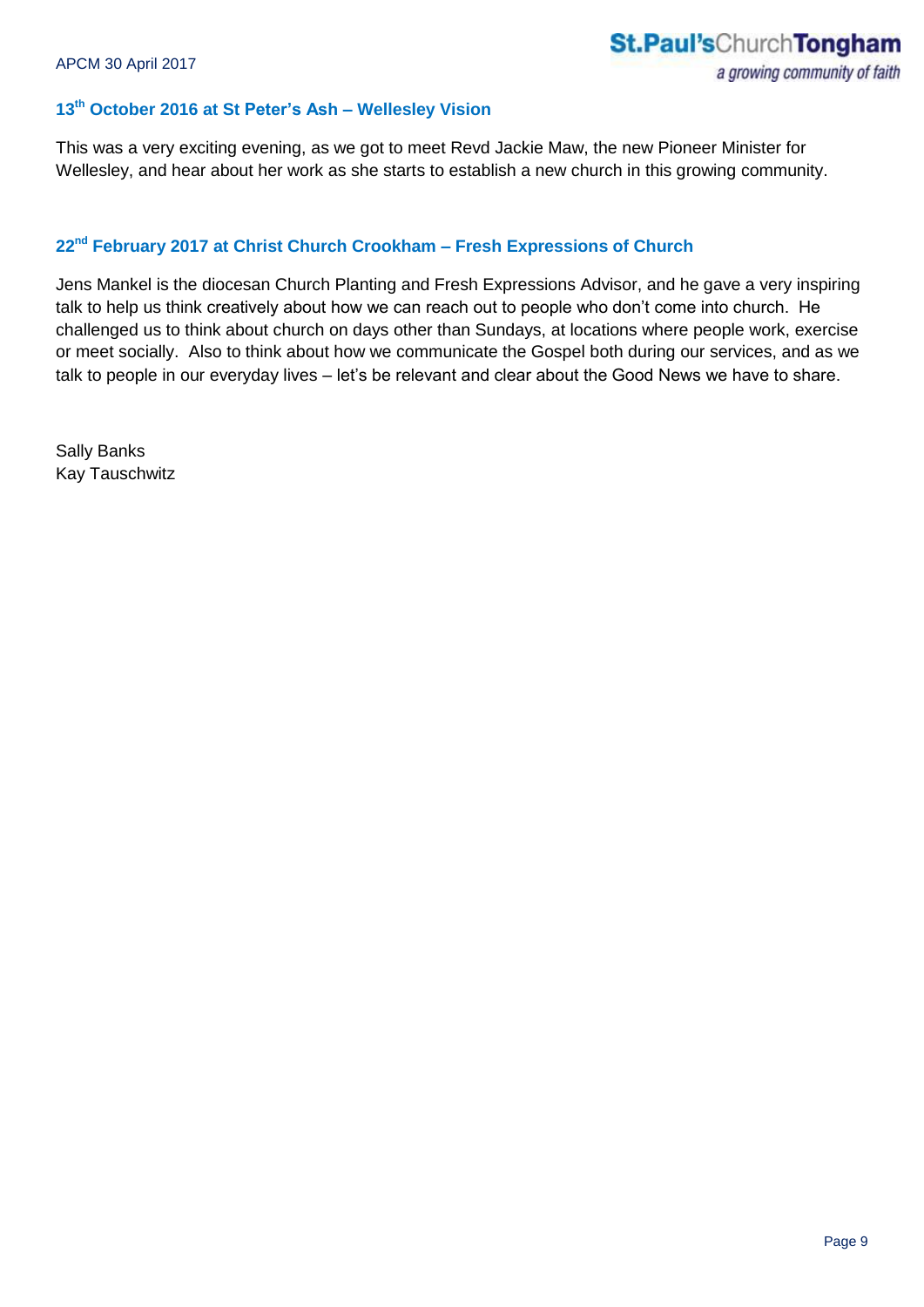### 13th October 2016 at St Peter's Ash – Wellesley Vision

This was a very exciting evening, as we got to meet Revd Jackie Maw, the new Pioneer Minister for Wellesley, and hear about her work as she starts to establish a new church in this growing community.

### 22nd February 2017 at Christ Church Crookham – Fresh Expressions of Church

Jens Mankel is the diocesan Church Planting and Fresh Expressions Advisor, and he gave a very inspiring talk to help us think creatively about how we can reach out to people who don't come into church. He challenged us to think about church on days other than Sundays, at locations where people work, exercise or meet socially. Also to think about how we communicate the Gospel both during our services, and as we talk to people in our everyday lives – let's be relevant and clear about the Good News we have to share.

Sally Banks
Kay Tauschwitz